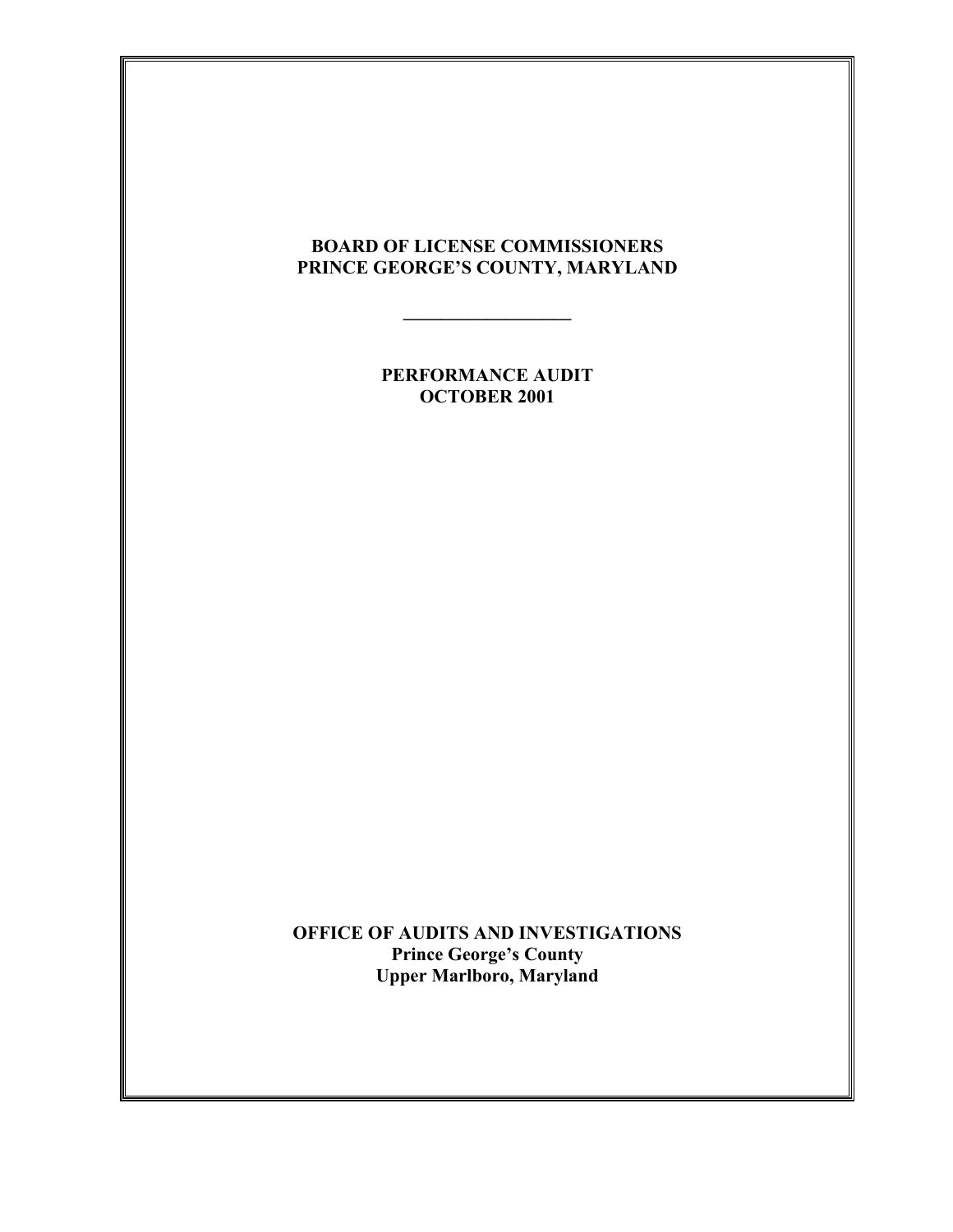# BOARD OF LICENSE COMMISSIONERS
# PRINCE GEORGE'S COUNTY, MARYLAND

---

## PERFORMANCE AUDIT
## OCTOBER 2001

**OFFICE OF AUDITS AND INVESTIGATIONS**
**Prince George's County**
**Upper Marlboro, Maryland**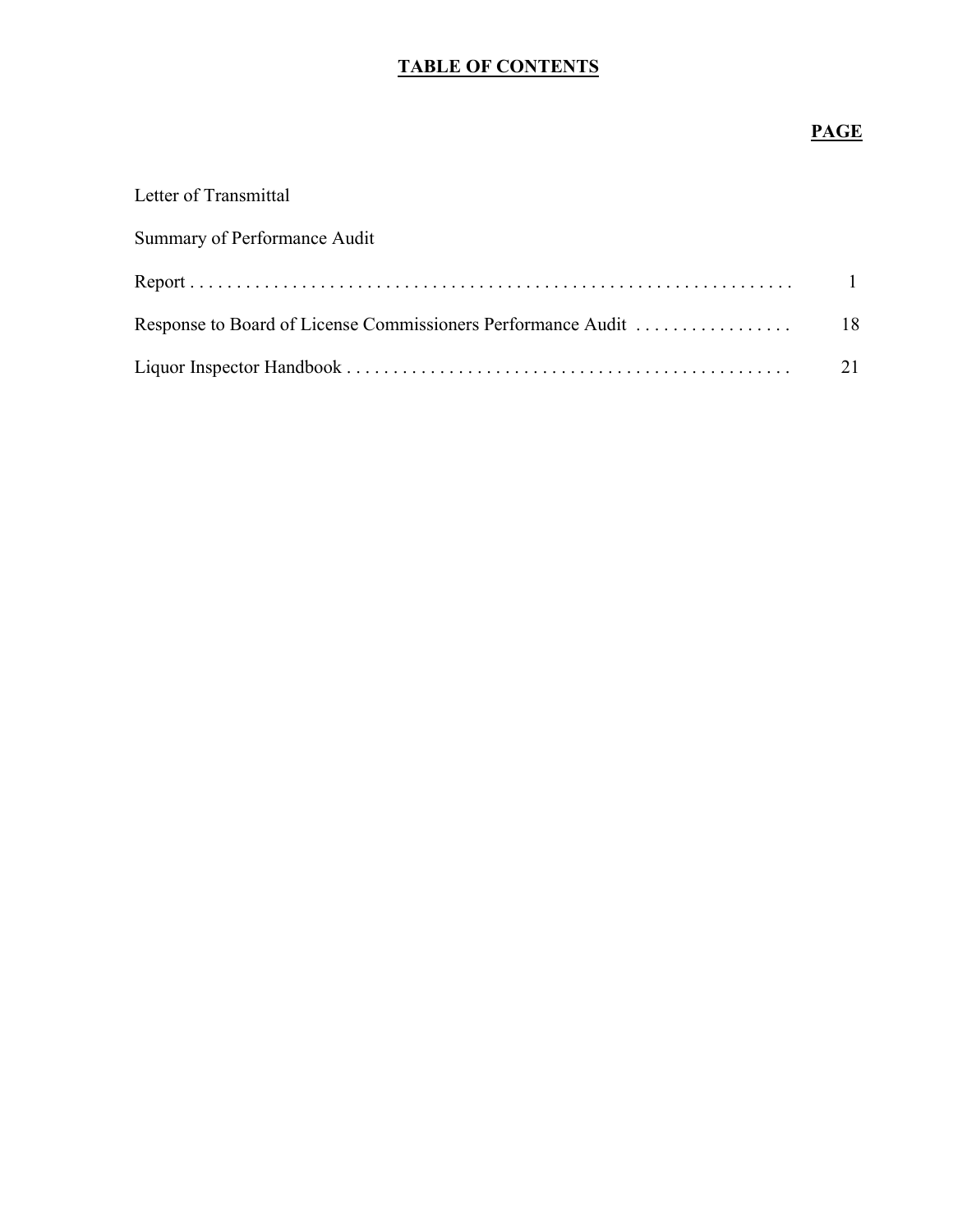# TABLE OF CONTENTS

| | PAGE |
|---|---|
| Letter of Transmittal | |
| Summary of Performance Audit | |
| Report | 1 |
| Response to Board of License Commissioners Performance Audit | 18 |
| Liquor Inspector Handbook | 21 |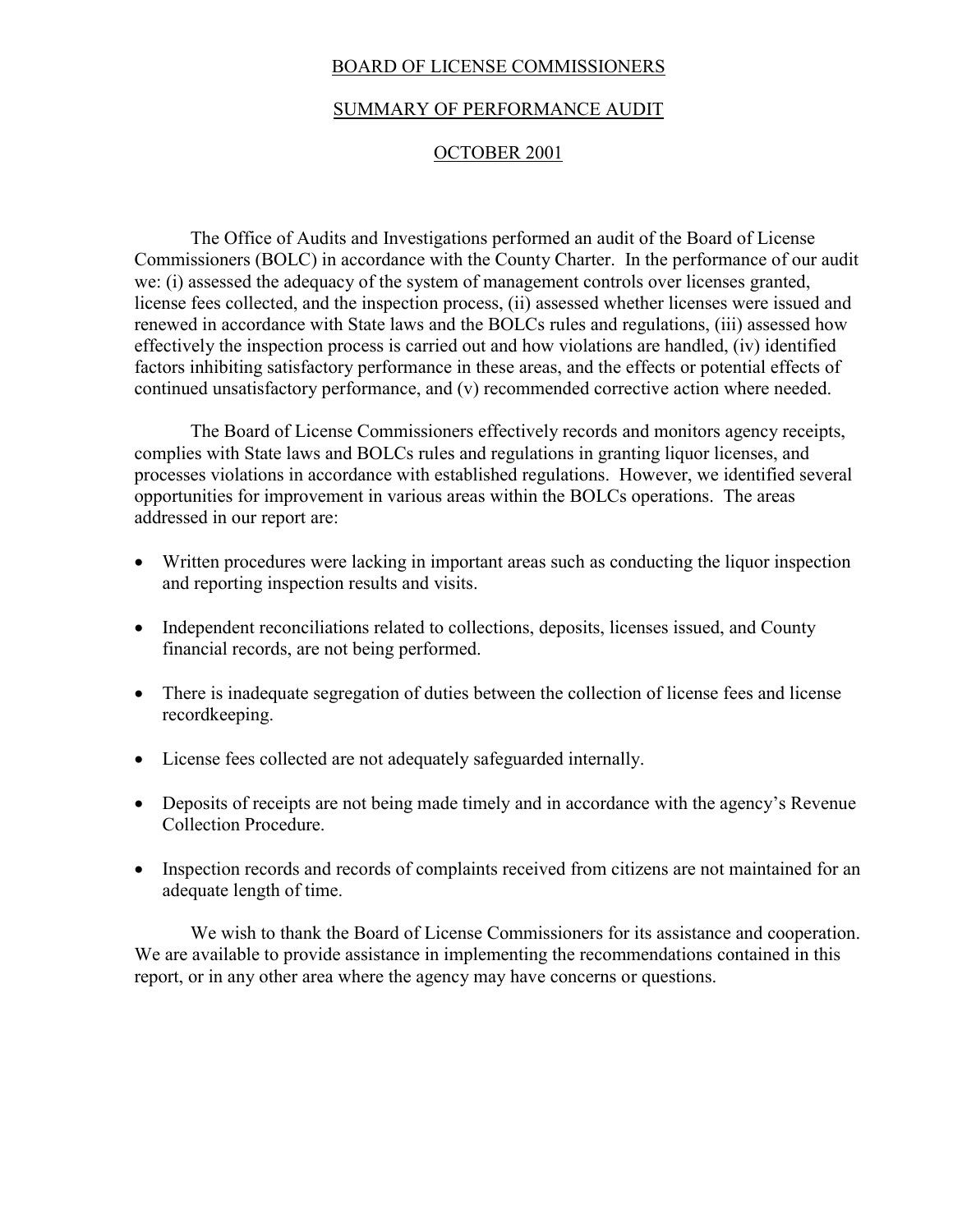# BOARD OF LICENSE COMMISSIONERS

## SUMMARY OF PERFORMANCE AUDIT

## OCTOBER 2001

The Office of Audits and Investigations performed an audit of the Board of License Commissioners (BOLC) in accordance with the County Charter. In the performance of our audit we: (i) assessed the adequacy of the system of management controls over licenses granted, license fees collected, and the inspection process, (ii) assessed whether licenses were issued and renewed in accordance with State laws and the BOLCs rules and regulations, (iii) assessed how effectively the inspection process is carried out and how violations are handled, (iv) identified factors inhibiting satisfactory performance in these areas, and the effects or potential effects of continued unsatisfactory performance, and (v) recommended corrective action where needed.

The Board of License Commissioners effectively records and monitors agency receipts, complies with State laws and BOLCs rules and regulations in granting liquor licenses, and processes violations in accordance with established regulations. However, we identified several opportunities for improvement in various areas within the BOLCs operations. The areas addressed in our report are:

- Written procedures were lacking in important areas such as conducting the liquor inspection and reporting inspection results and visits.
- Independent reconciliations related to collections, deposits, licenses issued, and County financial records, are not being performed.
- There is inadequate segregation of duties between the collection of license fees and license recordkeeping.
- License fees collected are not adequately safeguarded internally.
- Deposits of receipts are not being made timely and in accordance with the agency's Revenue Collection Procedure.
- Inspection records and records of complaints received from citizens are not maintained for an adequate length of time.

We wish to thank the Board of License Commissioners for its assistance and cooperation. We are available to provide assistance in implementing the recommendations contained in this report, or in any other area where the agency may have concerns or questions.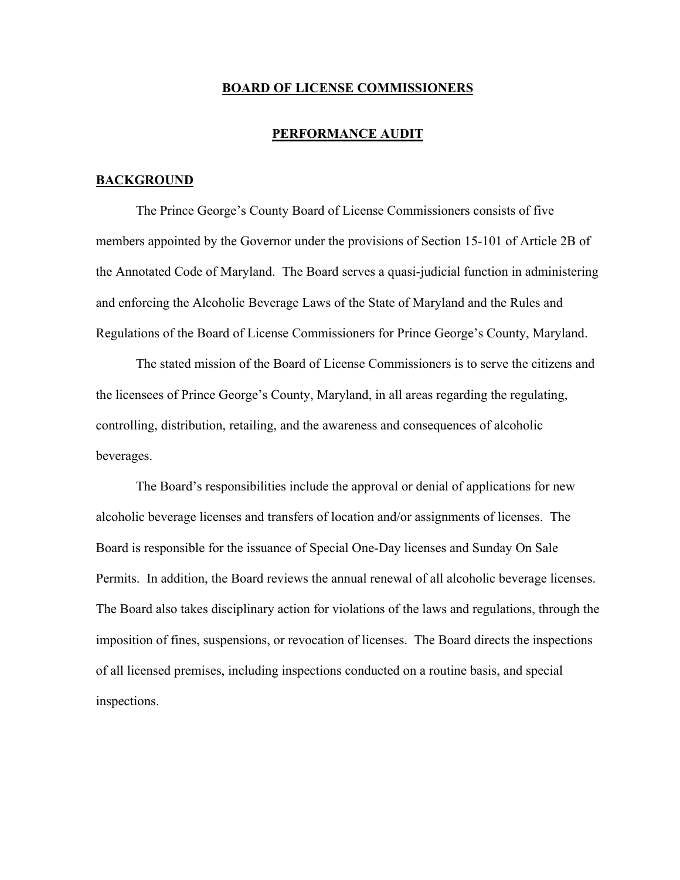# BOARD OF LICENSE COMMISSIONERS

## PERFORMANCE AUDIT

### BACKGROUND

The Prince George's County Board of License Commissioners consists of five members appointed by the Governor under the provisions of Section 15-101 of Article 2B of the Annotated Code of Maryland. The Board serves a quasi-judicial function in administering and enforcing the Alcoholic Beverage Laws of the State of Maryland and the Rules and Regulations of the Board of License Commissioners for Prince George's County, Maryland.

The stated mission of the Board of License Commissioners is to serve the citizens and the licensees of Prince George's County, Maryland, in all areas regarding the regulating, controlling, distribution, retailing, and the awareness and consequences of alcoholic beverages.

The Board's responsibilities include the approval or denial of applications for new alcoholic beverage licenses and transfers of location and/or assignments of licenses. The Board is responsible for the issuance of Special One-Day licenses and Sunday On Sale Permits. In addition, the Board reviews the annual renewal of all alcoholic beverage licenses. The Board also takes disciplinary action for violations of the laws and regulations, through the imposition of fines, suspensions, or revocation of licenses. The Board directs the inspections of all licensed premises, including inspections conducted on a routine basis, and special inspections.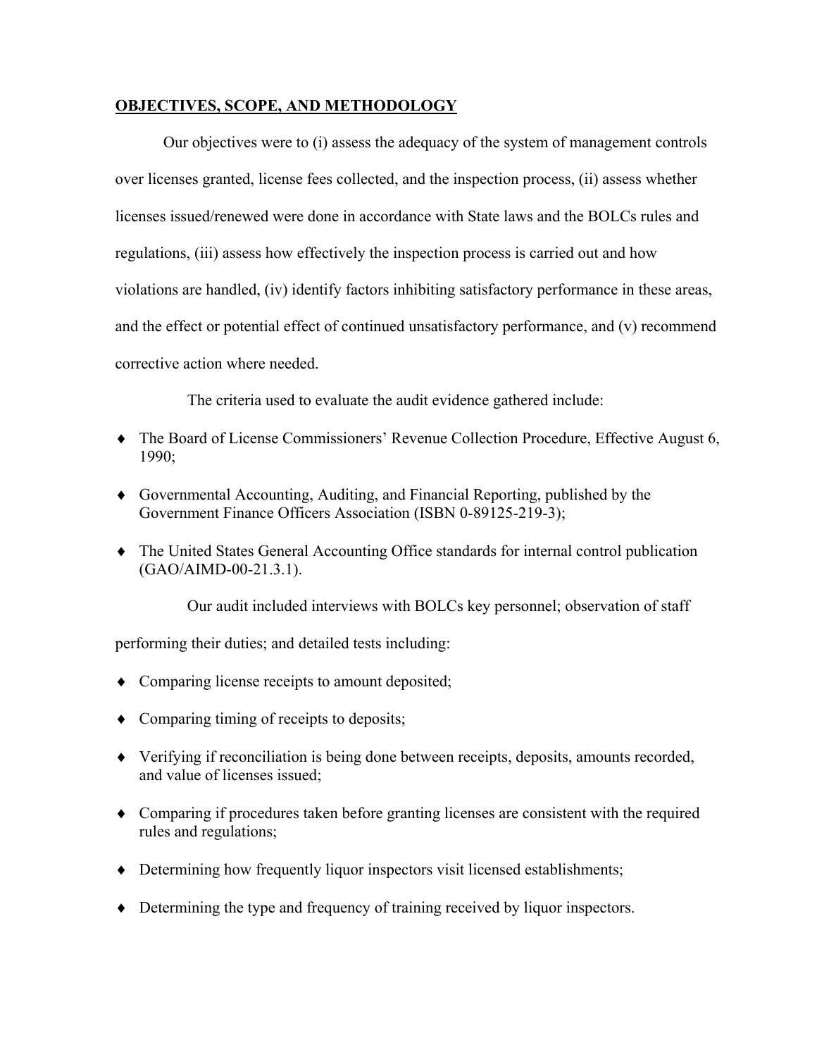## OBJECTIVES, SCOPE, AND METHODOLOGY

Our objectives were to (i) assess the adequacy of the system of management controls over licenses granted, license fees collected, and the inspection process, (ii) assess whether licenses issued/renewed were done in accordance with State laws and the BOLCs rules and regulations, (iii) assess how effectively the inspection process is carried out and how violations are handled, (iv) identify factors inhibiting satisfactory performance in these areas, and the effect or potential effect of continued unsatisfactory performance, and (v) recommend corrective action where needed.

The criteria used to evaluate the audit evidence gathered include:

- The Board of License Commissioners' Revenue Collection Procedure, Effective August 6, 1990;
- Governmental Accounting, Auditing, and Financial Reporting, published by the Government Finance Officers Association (ISBN 0-89125-219-3);
- The United States General Accounting Office standards for internal control publication (GAO/AIMD-00-21.3.1).

Our audit included interviews with BOLCs key personnel; observation of staff performing their duties; and detailed tests including:

- Comparing license receipts to amount deposited;
- Comparing timing of receipts to deposits;
- Verifying if reconciliation is being done between receipts, deposits, amounts recorded, and value of licenses issued;
- Comparing if procedures taken before granting licenses are consistent with the required rules and regulations;
- Determining how frequently liquor inspectors visit licensed establishments;
- Determining the type and frequency of training received by liquor inspectors.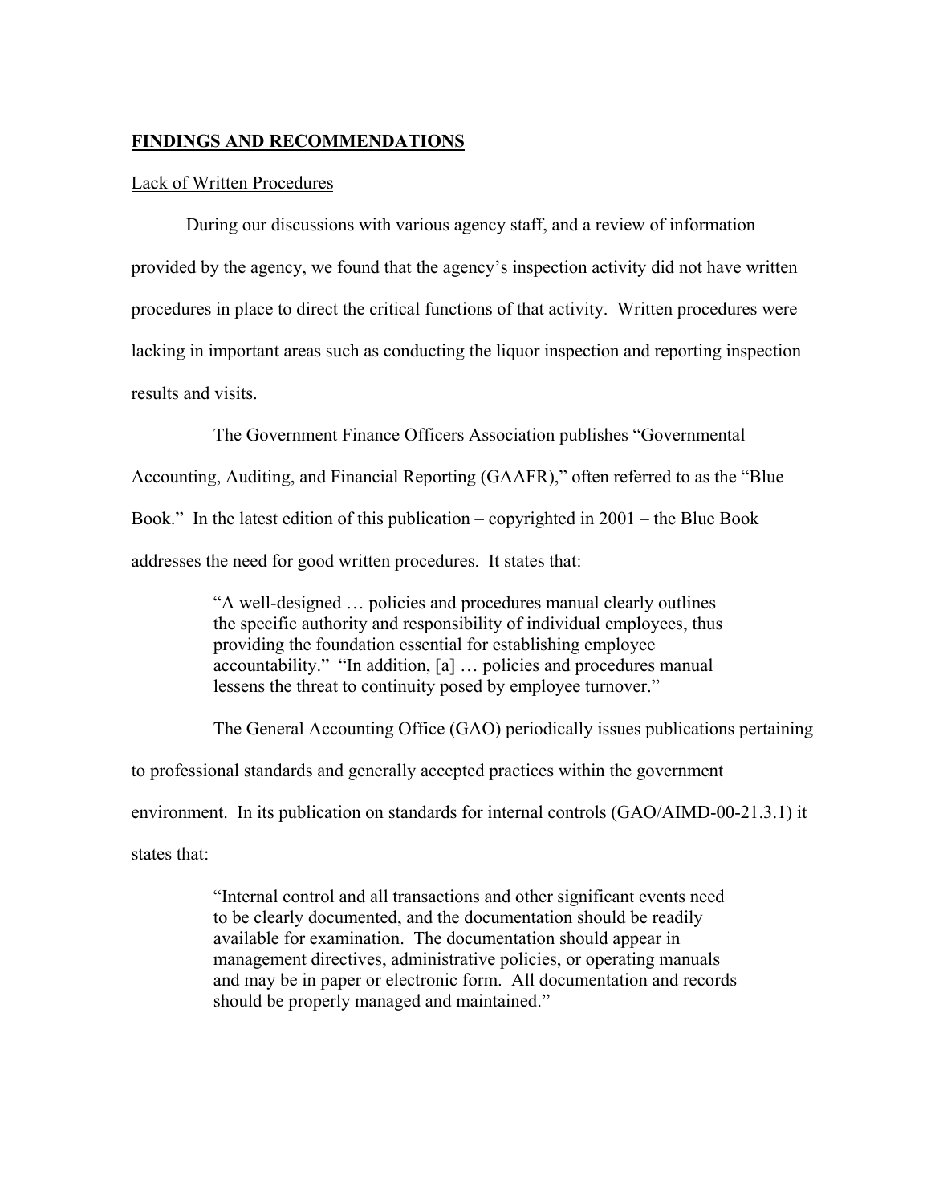## FINDINGS AND RECOMMENDATIONS

Lack of Written Procedures

During our discussions with various agency staff, and a review of information provided by the agency, we found that the agency's inspection activity did not have written procedures in place to direct the critical functions of that activity. Written procedures were lacking in important areas such as conducting the liquor inspection and reporting inspection results and visits.

The Government Finance Officers Association publishes "Governmental Accounting, Auditing, and Financial Reporting (GAAFR)," often referred to as the "Blue Book." In the latest edition of this publication – copyrighted in 2001 – the Blue Book addresses the need for good written procedures. It states that:

> "A well-designed … policies and procedures manual clearly outlines the specific authority and responsibility of individual employees, thus providing the foundation essential for establishing employee accountability." "In addition, [a] … policies and procedures manual lessens the threat to continuity posed by employee turnover."

The General Accounting Office (GAO) periodically issues publications pertaining to professional standards and generally accepted practices within the government environment. In its publication on standards for internal controls (GAO/AIMD-00-21.3.1) it states that:

> "Internal control and all transactions and other significant events need to be clearly documented, and the documentation should be readily available for examination. The documentation should appear in management directives, administrative policies, or operating manuals and may be in paper or electronic form. All documentation and records should be properly managed and maintained."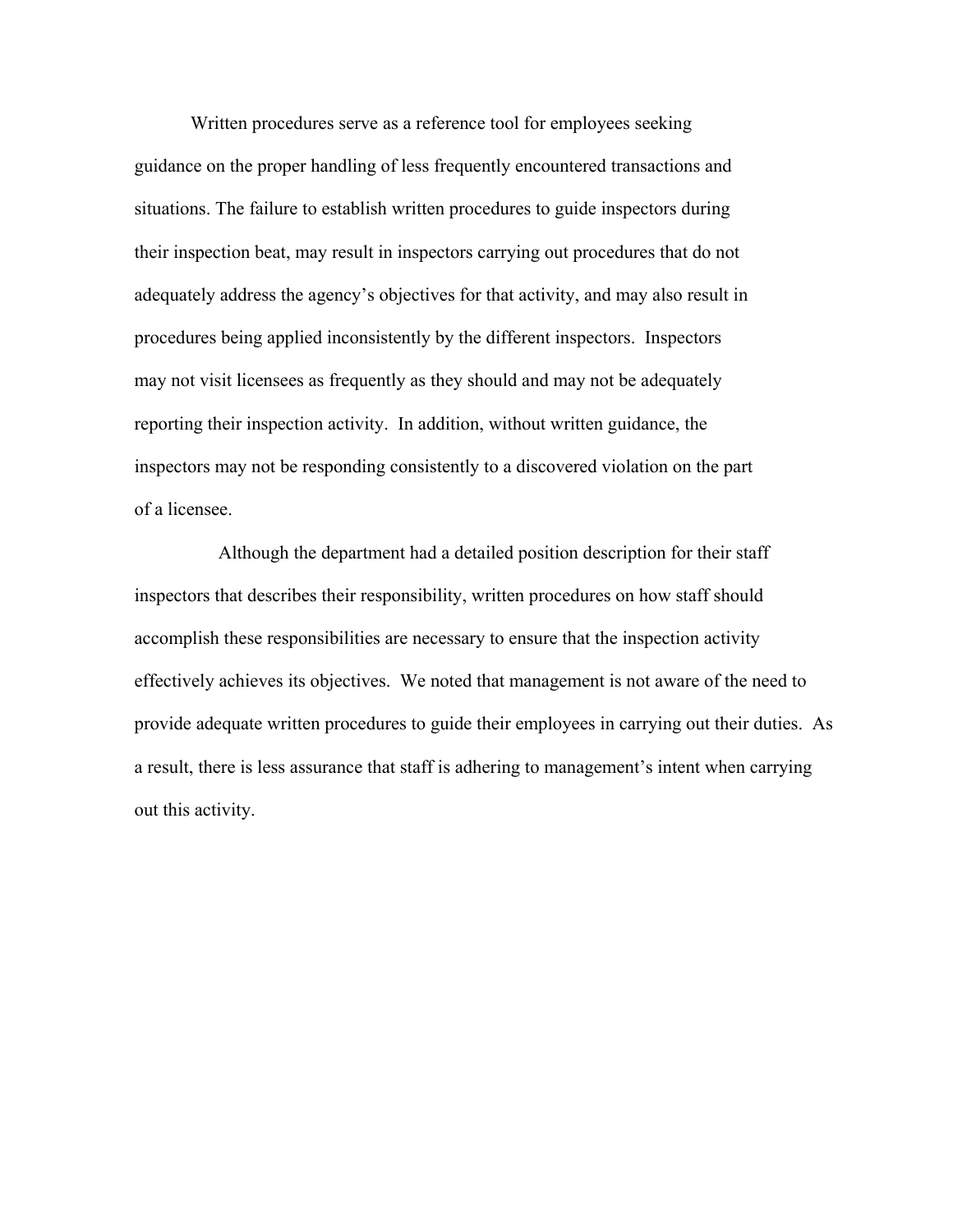Written procedures serve as a reference tool for employees seeking guidance on the proper handling of less frequently encountered transactions and situations. The failure to establish written procedures to guide inspectors during their inspection beat, may result in inspectors carrying out procedures that do not adequately address the agency's objectives for that activity, and may also result in procedures being applied inconsistently by the different inspectors. Inspectors may not visit licensees as frequently as they should and may not be adequately reporting their inspection activity. In addition, without written guidance, the inspectors may not be responding consistently to a discovered violation on the part of a licensee.

Although the department had a detailed position description for their staff inspectors that describes their responsibility, written procedures on how staff should accomplish these responsibilities are necessary to ensure that the inspection activity effectively achieves its objectives. We noted that management is not aware of the need to provide adequate written procedures to guide their employees in carrying out their duties. As a result, there is less assurance that staff is adhering to management's intent when carrying out this activity.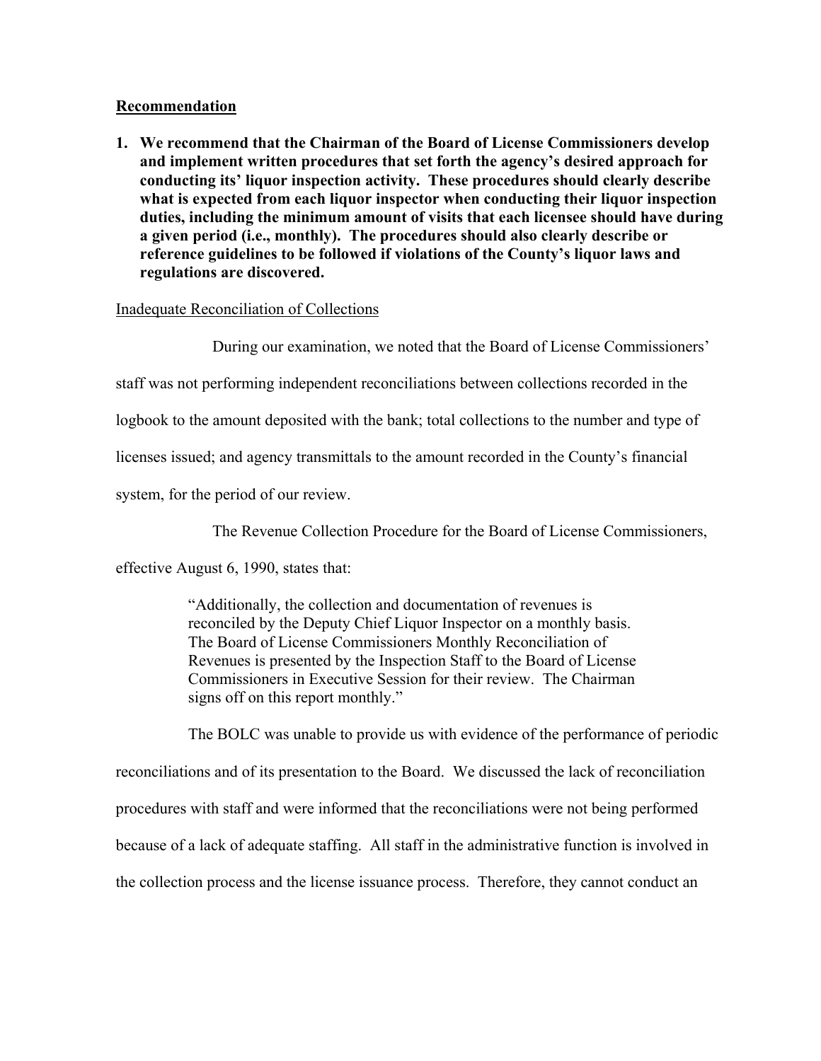**Recommendation**

1. **We recommend that the Chairman of the Board of License Commissioners develop and implement written procedures that set forth the agency's desired approach for conducting its' liquor inspection activity. These procedures should clearly describe what is expected from each liquor inspector when conducting their liquor inspection duties, including the minimum amount of visits that each licensee should have during a given period (i.e., monthly). The procedures should also clearly describe or reference guidelines to be followed if violations of the County's liquor laws and regulations are discovered.**

Inadequate Reconciliation of Collections

During our examination, we noted that the Board of License Commissioners' staff was not performing independent reconciliations between collections recorded in the logbook to the amount deposited with the bank; total collections to the number and type of licenses issued; and agency transmittals to the amount recorded in the County's financial system, for the period of our review.

The Revenue Collection Procedure for the Board of License Commissioners, effective August 6, 1990, states that:

> "Additionally, the collection and documentation of revenues is reconciled by the Deputy Chief Liquor Inspector on a monthly basis. The Board of License Commissioners Monthly Reconciliation of Revenues is presented by the Inspection Staff to the Board of License Commissioners in Executive Session for their review. The Chairman signs off on this report monthly."

The BOLC was unable to provide us with evidence of the performance of periodic reconciliations and of its presentation to the Board. We discussed the lack of reconciliation procedures with staff and were informed that the reconciliations were not being performed because of a lack of adequate staffing. All staff in the administrative function is involved in the collection process and the license issuance process. Therefore, they cannot conduct an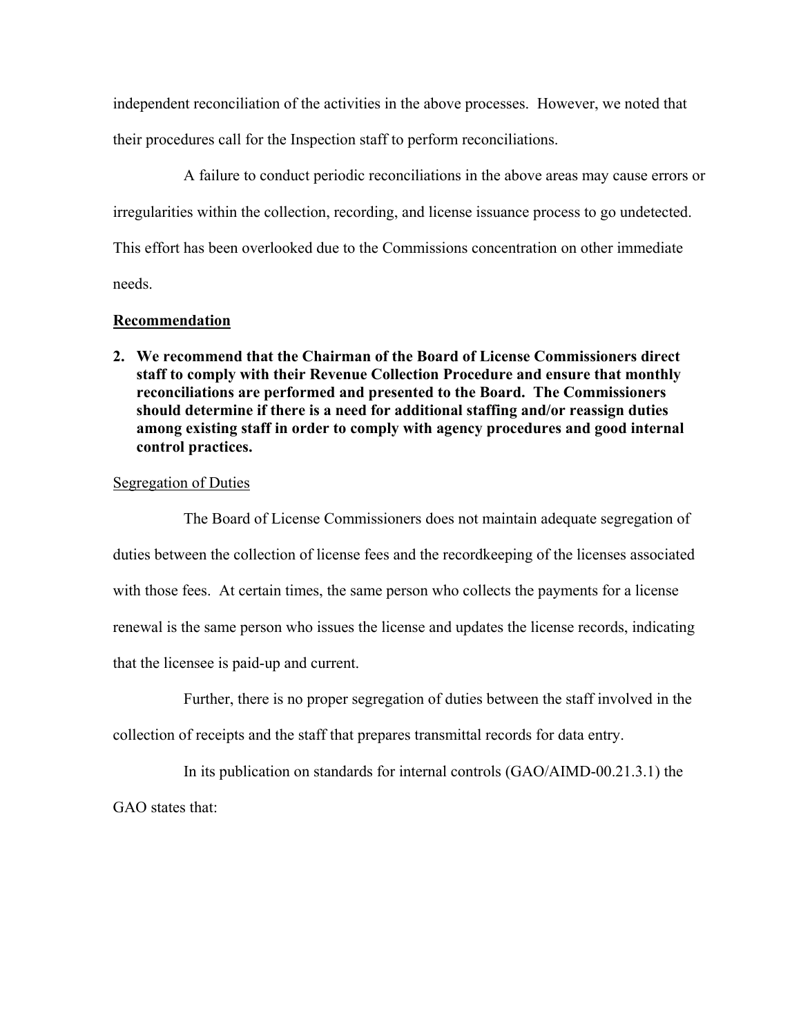independent reconciliation of the activities in the above processes. However, we noted that their procedures call for the Inspection staff to perform reconciliations.

A failure to conduct periodic reconciliations in the above areas may cause errors or irregularities within the collection, recording, and license issuance process to go undetected. This effort has been overlooked due to the Commissions concentration on other immediate needs.

**Recommendation**

2. **We recommend that the Chairman of the Board of License Commissioners direct staff to comply with their Revenue Collection Procedure and ensure that monthly reconciliations are performed and presented to the Board. The Commissioners should determine if there is a need for additional staffing and/or reassign duties among existing staff in order to comply with agency procedures and good internal control practices.**

Segregation of Duties

The Board of License Commissioners does not maintain adequate segregation of duties between the collection of license fees and the recordkeeping of the licenses associated with those fees. At certain times, the same person who collects the payments for a license renewal is the same person who issues the license and updates the license records, indicating that the licensee is paid-up and current.

Further, there is no proper segregation of duties between the staff involved in the collection of receipts and the staff that prepares transmittal records for data entry.

In its publication on standards for internal controls (GAO/AIMD-00.21.3.1) the GAO states that: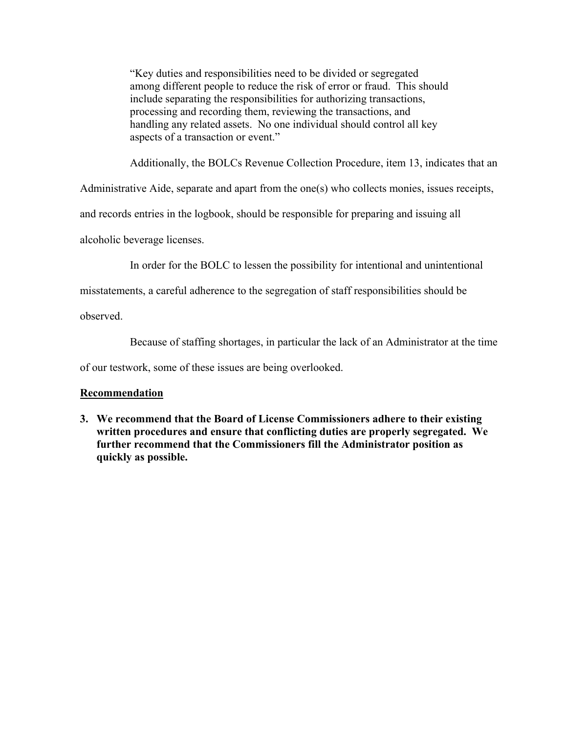> "Key duties and responsibilities need to be divided or segregated among different people to reduce the risk of error or fraud. This should include separating the responsibilities for authorizing transactions, processing and recording them, reviewing the transactions, and handling any related assets. No one individual should control all key aspects of a transaction or event."

Additionally, the BOLCs Revenue Collection Procedure, item 13, indicates that an Administrative Aide, separate and apart from the one(s) who collects monies, issues receipts, and records entries in the logbook, should be responsible for preparing and issuing all alcoholic beverage licenses.

In order for the BOLC to lessen the possibility for intentional and unintentional misstatements, a careful adherence to the segregation of staff responsibilities should be observed.

Because of staffing shortages, in particular the lack of an Administrator at the time of our testwork, some of these issues are being overlooked.

**Recommendation**

3. **We recommend that the Board of License Commissioners adhere to their existing written procedures and ensure that conflicting duties are properly segregated. We further recommend that the Commissioners fill the Administrator position as quickly as possible.**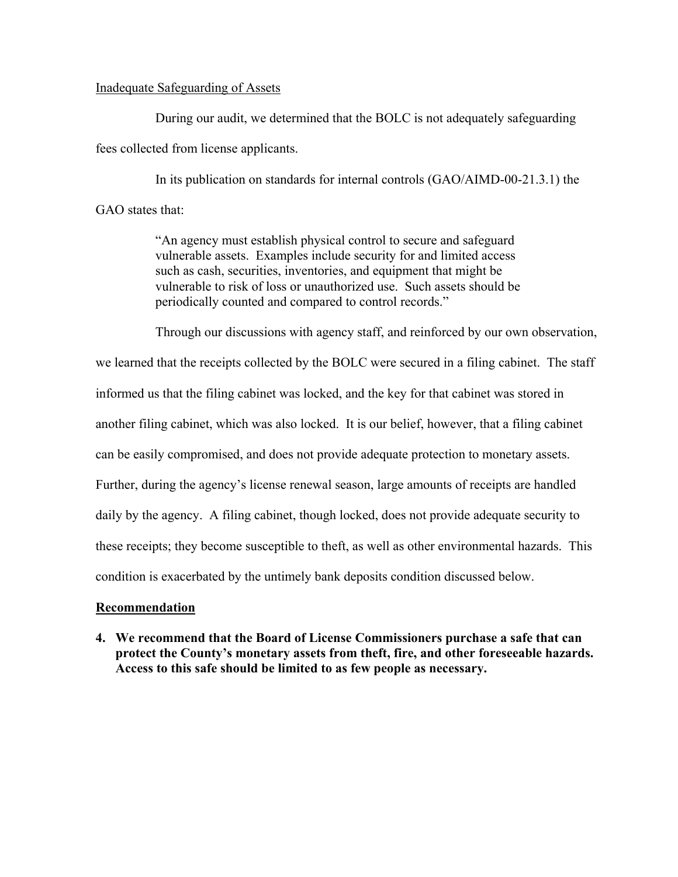<u>Inadequate Safeguarding of Assets</u>

During our audit, we determined that the BOLC is not adequately safeguarding fees collected from license applicants.

In its publication on standards for internal controls (GAO/AIMD-00-21.3.1) the GAO states that:

> "An agency must establish physical control to secure and safeguard vulnerable assets. Examples include security for and limited access such as cash, securities, inventories, and equipment that might be vulnerable to risk of loss or unauthorized use. Such assets should be periodically counted and compared to control records."

Through our discussions with agency staff, and reinforced by our own observation, we learned that the receipts collected by the BOLC were secured in a filing cabinet. The staff informed us that the filing cabinet was locked, and the key for that cabinet was stored in another filing cabinet, which was also locked. It is our belief, however, that a filing cabinet can be easily compromised, and does not provide adequate protection to monetary assets. Further, during the agency's license renewal season, large amounts of receipts are handled daily by the agency. A filing cabinet, though locked, does not provide adequate security to these receipts; they become susceptible to theft, as well as other environmental hazards. This condition is exacerbated by the untimely bank deposits condition discussed below.

**<u>Recommendation</u>**

**4. We recommend that the Board of License Commissioners purchase a safe that can protect the County's monetary assets from theft, fire, and other foreseeable hazards. Access to this safe should be limited to as few people as necessary.**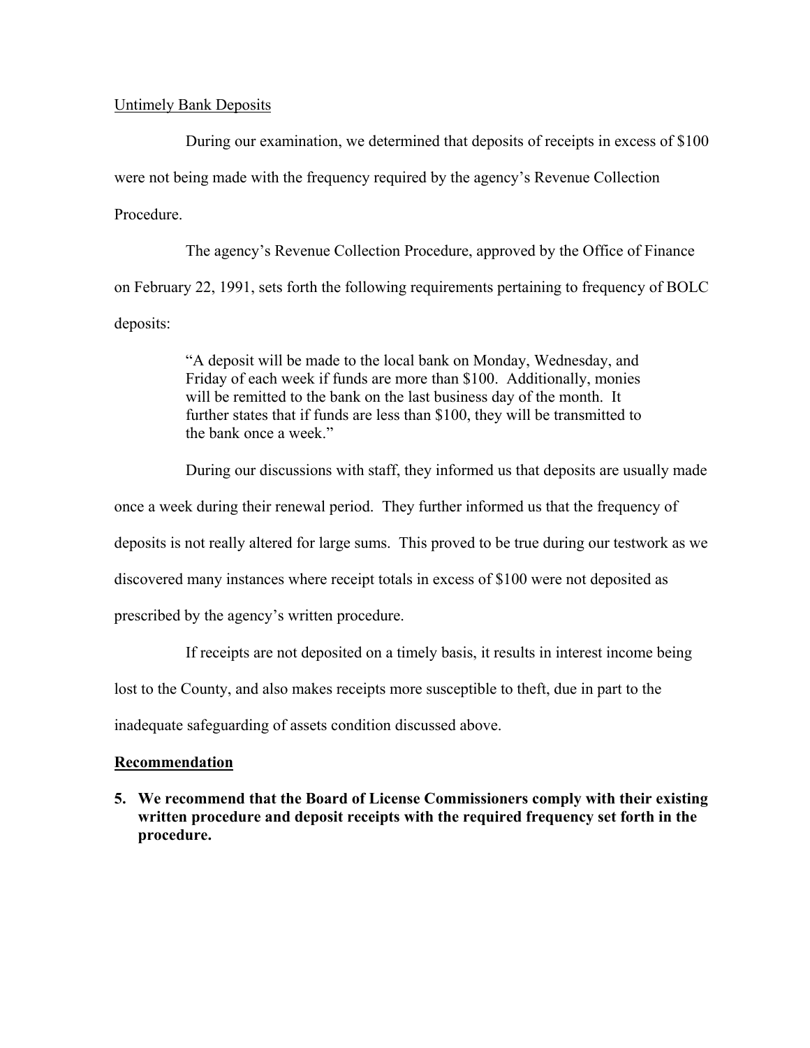Untimely Bank Deposits

During our examination, we determined that deposits of receipts in excess of $100 were not being made with the frequency required by the agency's Revenue Collection Procedure.

The agency's Revenue Collection Procedure, approved by the Office of Finance on February 22, 1991, sets forth the following requirements pertaining to frequency of BOLC deposits:

> "A deposit will be made to the local bank on Monday, Wednesday, and Friday of each week if funds are more than $100. Additionally, monies will be remitted to the bank on the last business day of the month. It further states that if funds are less than $100, they will be transmitted to the bank once a week."

During our discussions with staff, they informed us that deposits are usually made once a week during their renewal period. They further informed us that the frequency of deposits is not really altered for large sums. This proved to be true during our testwork as we discovered many instances where receipt totals in excess of $100 were not deposited as prescribed by the agency's written procedure.

If receipts are not deposited on a timely basis, it results in interest income being lost to the County, and also makes receipts more susceptible to theft, due in part to the inadequate safeguarding of assets condition discussed above.

**Recommendation**

5. **We recommend that the Board of License Commissioners comply with their existing written procedure and deposit receipts with the required frequency set forth in the procedure.**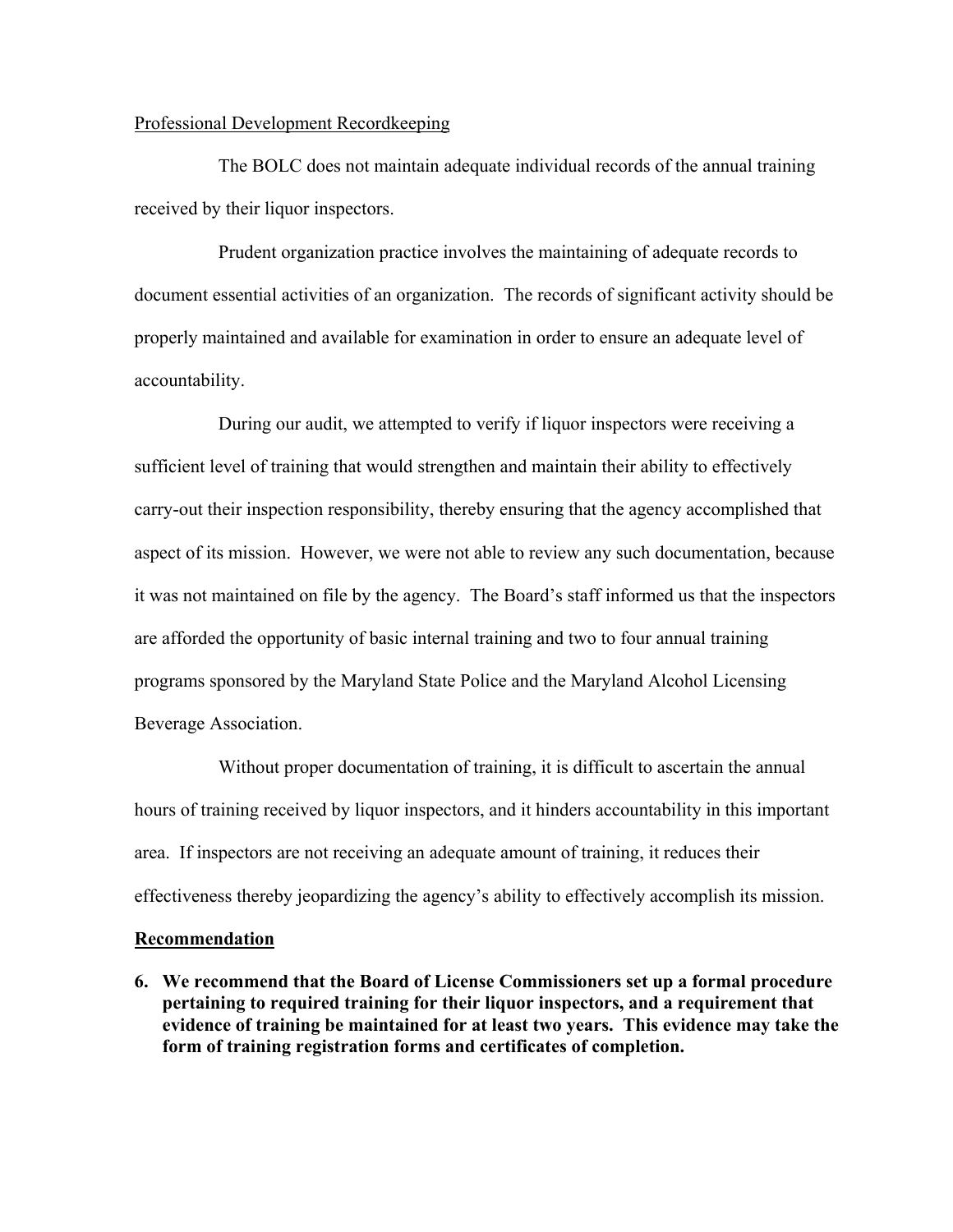Professional Development Recordkeeping

The BOLC does not maintain adequate individual records of the annual training received by their liquor inspectors.

Prudent organization practice involves the maintaining of adequate records to document essential activities of an organization. The records of significant activity should be properly maintained and available for examination in order to ensure an adequate level of accountability.

During our audit, we attempted to verify if liquor inspectors were receiving a sufficient level of training that would strengthen and maintain their ability to effectively carry-out their inspection responsibility, thereby ensuring that the agency accomplished that aspect of its mission. However, we were not able to review any such documentation, because it was not maintained on file by the agency. The Board's staff informed us that the inspectors are afforded the opportunity of basic internal training and two to four annual training programs sponsored by the Maryland State Police and the Maryland Alcohol Licensing Beverage Association.

Without proper documentation of training, it is difficult to ascertain the annual hours of training received by liquor inspectors, and it hinders accountability in this important area. If inspectors are not receiving an adequate amount of training, it reduces their effectiveness thereby jeopardizing the agency's ability to effectively accomplish its mission.

**Recommendation**

6. **We recommend that the Board of License Commissioners set up a formal procedure pertaining to required training for their liquor inspectors, and a requirement that evidence of training be maintained for at least two years. This evidence may take the form of training registration forms and certificates of completion.**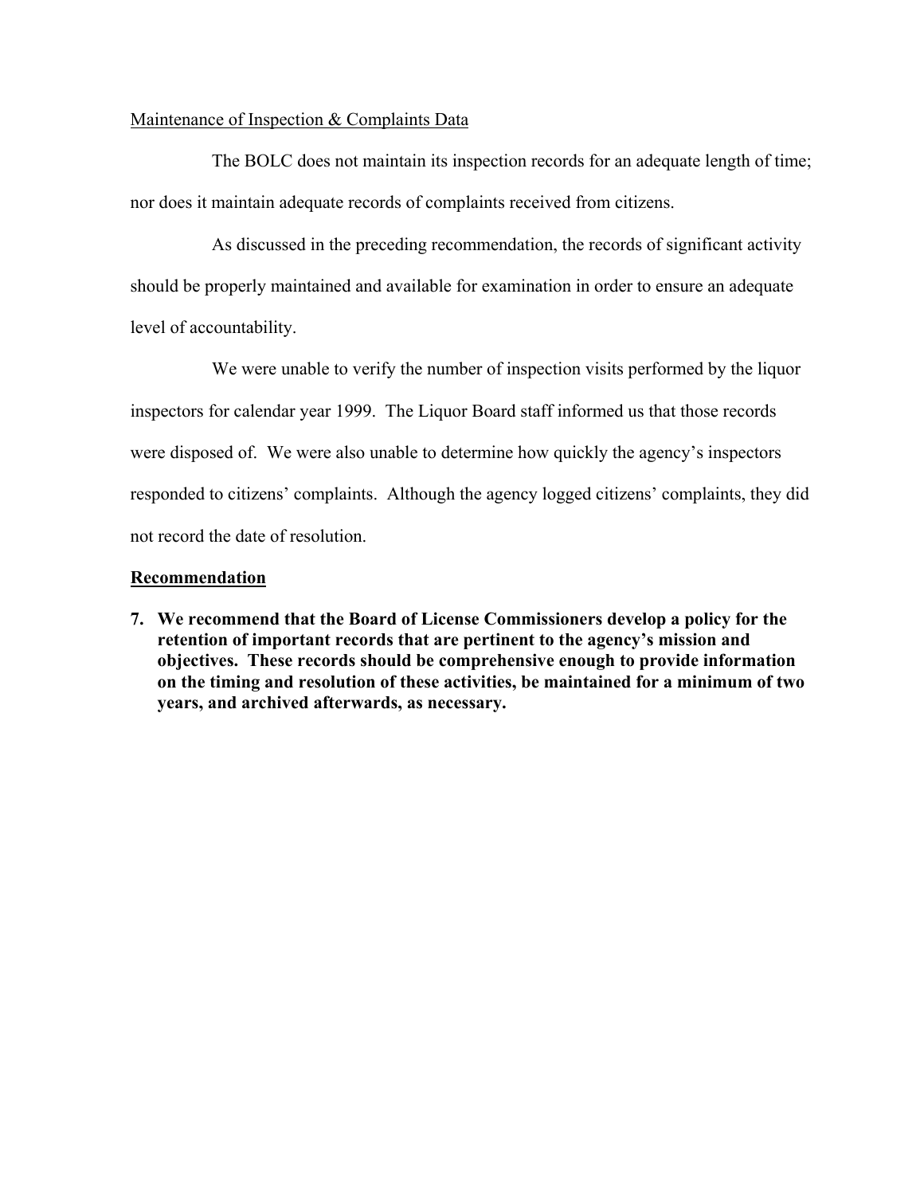Maintenance of Inspection & Complaints Data

The BOLC does not maintain its inspection records for an adequate length of time; nor does it maintain adequate records of complaints received from citizens.

As discussed in the preceding recommendation, the records of significant activity should be properly maintained and available for examination in order to ensure an adequate level of accountability.

We were unable to verify the number of inspection visits performed by the liquor inspectors for calendar year 1999. The Liquor Board staff informed us that those records were disposed of. We were also unable to determine how quickly the agency's inspectors responded to citizens' complaints. Although the agency logged citizens' complaints, they did not record the date of resolution.

**Recommendation**

7. **We recommend that the Board of License Commissioners develop a policy for the retention of important records that are pertinent to the agency's mission and objectives. These records should be comprehensive enough to provide information on the timing and resolution of these activities, be maintained for a minimum of two years, and archived afterwards, as necessary.**